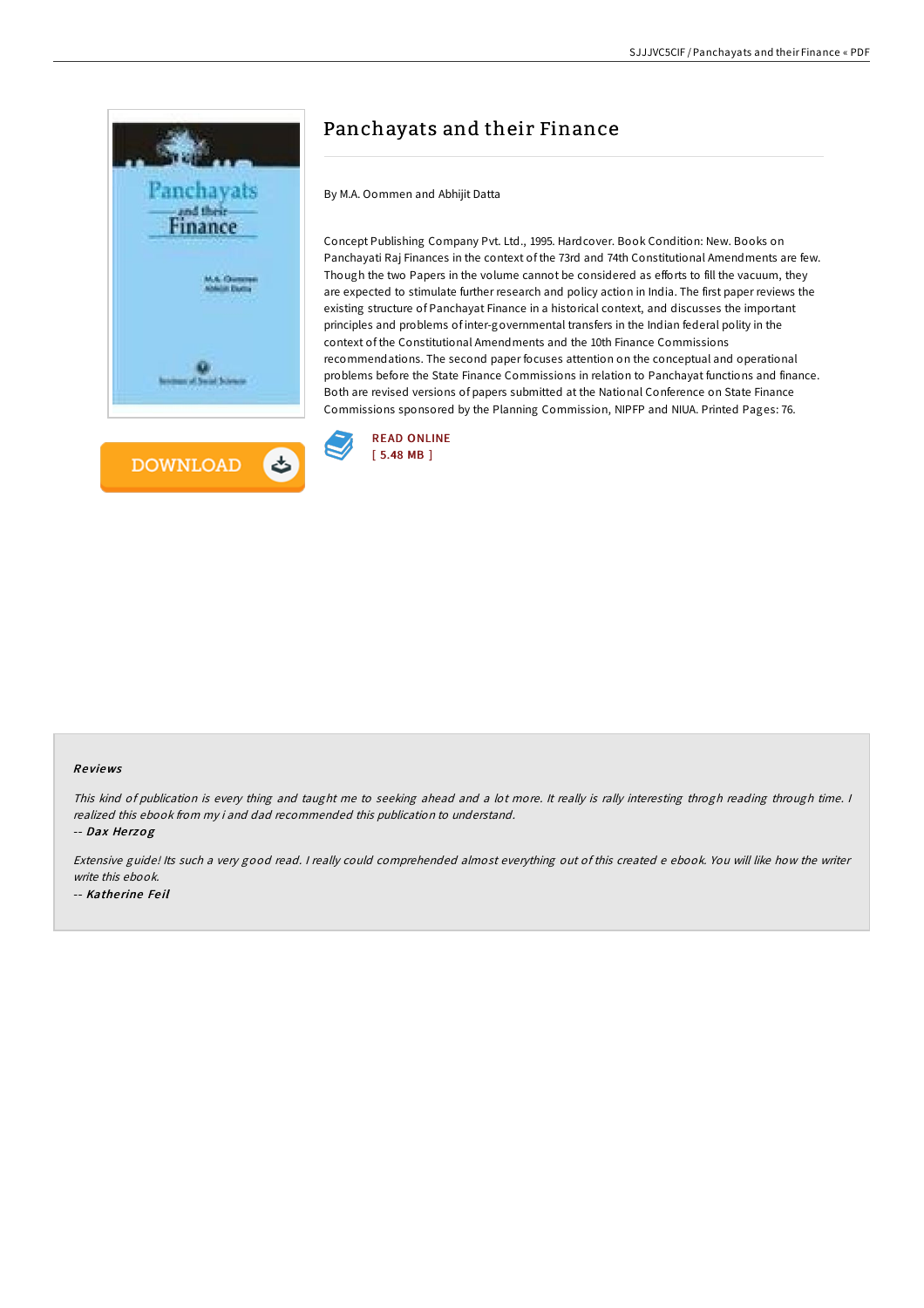# Panchayats and their Finance

By M.A. Oommen and Abhijit Datta

Concept Publishing Company Pvt. Ltd., 1995. Hardcover. Book Condition: New. Books on Panchayati Raj Finances in the context of the 73rd and 74th Constitutional Amendments are few. Though the two Papers in the volume cannot be considered as efforts to fill the vacuum, they are expected to stimulate further research and policy action in India. The first paper reviews the existing structure of Panchayat Finance in a historical context, and discusses the important principles and problems of inter-governmental transfers in the Indian federal polity in the context of the Constitutional Amendments and the 10th Finance Commissions recommendations. The second paper focuses attention on the conceptual and operational problems before the State Finance Commissions in relation to Panchayat functions and finance. Both are revised versions of papers submitted at the National Conference on State Finance Commissions sponsored by the Planning Commission, NIPFP and NIUA. Printed Pages: 76.

DOWNLOAD

READ ONLINE
[ 5.48 MB ]

## Reviews

*This kind of publication is every thing and taught me to seeking ahead and a lot more. It really is rally interesting throgh reading through time. I realized this ebook from my i and dad recommended this publication to understand.*

-- ***Dax Herzog***

*Extensive guide! Its such a very good read. I really could comprehended almost everything out of this created e ebook. You will like how the writer write this ebook.*

-- ***Katherine Feil***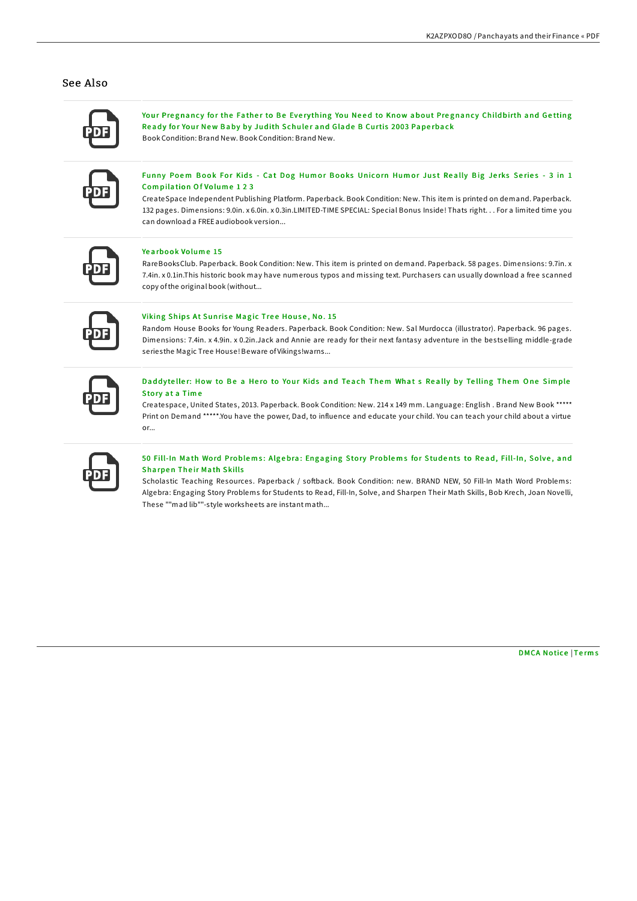## See Also

**Your Pregnancy for the Father to Be Everything You Need to Know about Pregnancy Childbirth and Getting Ready for Your New Baby by Judith Schuler and Glade B Curtis 2003 Paperback**

Book Condition: Brand New. Book Condition: Brand New.

**Funny Poem Book For Kids - Cat Dog Humor Books Unicorn Humor Just Really Big Jerks Series - 3 in 1 Compilation Of Volume 1 2 3**

CreateSpace Independent Publishing Platform. Paperback. Book Condition: New. This item is printed on demand. Paperback. 132 pages. Dimensions: 9.0in. x 6.0in. x 0.3in.LIMITED-TIME SPECIAL: Special Bonus Inside! Thats right. . . For a limited time you can download a FREE audiobook version...

**Yearbook Volume 15**

RareBooksClub. Paperback. Book Condition: New. This item is printed on demand. Paperback. 58 pages. Dimensions: 9.7in. x 7.4in. x 0.1in.This historic book may have numerous typos and missing text. Purchasers can usually download a free scanned copy of the original book (without...

**Viking Ships At Sunrise Magic Tree House, No. 15**

Random House Books for Young Readers. Paperback. Book Condition: New. Sal Murdocca (illustrator). Paperback. 96 pages. Dimensions: 7.4in. x 4.9in. x 0.2in.Jack and Annie are ready for their next fantasy adventure in the bestselling middle-grade seriesthe Magic Tree House! Beware of Vikings!warns...

**Daddyteller: How to Be a Hero to Your Kids and Teach Them What s Really by Telling Them One Simple Story at a Time**

Createspace, United States, 2013. Paperback. Book Condition: New. 214 x 149 mm. Language: English . Brand New Book ***** Print on Demand *****.You have the power, Dad, to influence and educate your child. You can teach your child about a virtue or...

**50 Fill-In Math Word Problems: Algebra: Engaging Story Problems for Students to Read, Fill-In, Solve, and Sharpen Their Math Skills**

Scholastic Teaching Resources. Paperback / softback. Book Condition: new. BRAND NEW, 50 Fill-In Math Word Problems: Algebra: Engaging Story Problems for Students to Read, Fill-In, Solve, and Sharpen Their Math Skills, Bob Krech, Joan Novelli, These ""mad lib""-style worksheets are instant math...